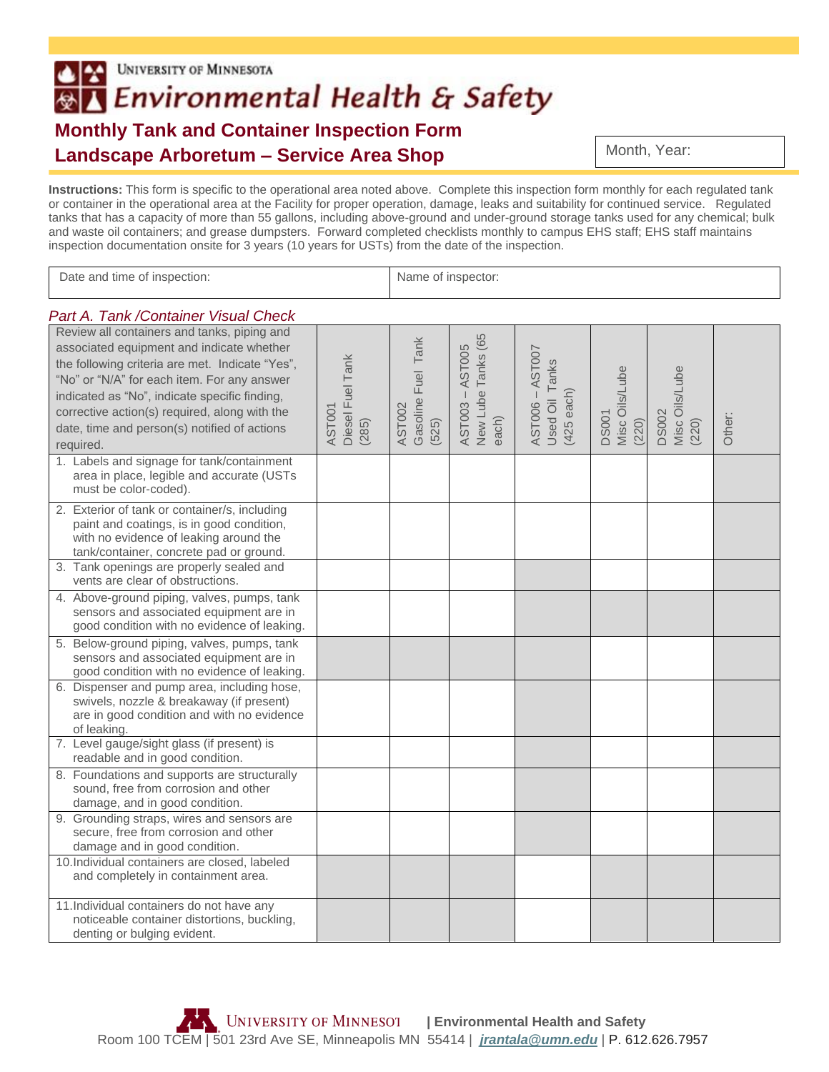UNIVERSITY OF MINNESOTA

# Environmental Health & Safety

## Monthly Tank and Container Inspection Form
## Landscape Arboretum – Service Area Shop

| Month, Year: |
|---|

**Instructions:** This form is specific to the operational area noted above. Complete this inspection form monthly for each regulated tank or container in the operational area at the Facility for proper operation, damage, leaks and suitability for continued service. Regulated tanks that has a capacity of more than 55 gallons, including above-ground and under-ground storage tanks used for any chemical; bulk and waste oil containers; and grease dumpsters. Forward completed checklists monthly to campus EHS staff; EHS staff maintains inspection documentation onsite for 3 years (10 years for USTs) from the date of the inspection.

| Date and time of inspection: | Name of inspector: |
|---|---|

*Part A. Tank /Container Visual Check*

| Review all containers and tanks, piping and associated equipment and indicate whether the following criteria are met. Indicate "Yes", "No" or "N/A" for each item. For any answer indicated as "No", indicate specific finding, corrective action(s) required, along with the date, time and person(s) notified of actions required. | AST001 Diesel Fuel Tank (285) | AST002 Gasoline Fuel Tank (525) | AST003 – AST005 New Lube Tanks (65 each) | AST006 – AST007 Used Oil Tanks (425 each) | DS001 Misc Oils/Lube (220) | DS002 Misc Oils/Lube (220) | Other: |
|---|---|---|---|---|---|---|---|
| 1. Labels and signage for tank/containment area in place, legible and accurate (USTs must be color-coded). | | | | | | | |
| 2. Exterior of tank or container/s, including paint and coatings, is in good condition, with no evidence of leaking around the tank/container, concrete pad or ground. | | | | | | | |
| 3. Tank openings are properly sealed and vents are clear of obstructions. | | | | | | | |
| 4. Above-ground piping, valves, pumps, tank sensors and associated equipment are in good condition with no evidence of leaking. | | | | | | | |
| 5. Below-ground piping, valves, pumps, tank sensors and associated equipment are in good condition with no evidence of leaking. | | | | | | | |
| 6. Dispenser and pump area, including hose, swivels, nozzle & breakaway (if present) are in good condition and with no evidence of leaking. | | | | | | | |
| 7. Level gauge/sight glass (if present) is readable and in good condition. | | | | | | | |
| 8. Foundations and supports are structurally sound, free from corrosion and other damage, and in good condition. | | | | | | | |
| 9. Grounding straps, wires and sensors are secure, free from corrosion and other damage and in good condition. | | | | | | | |
| 10. Individual containers are closed, labeled and completely in containment area. | | | | | | | |
| 11. Individual containers do not have any noticeable container distortions, buckling, denting or bulging evident. | | | | | | | |

UNIVERSITY OF MINNESOTA | Environmental Health and Safety
Room 100 TCEM | 501 23rd Ave SE, Minneapolis MN 55414 | *jrantala@umn.edu* | P. 612.626.7957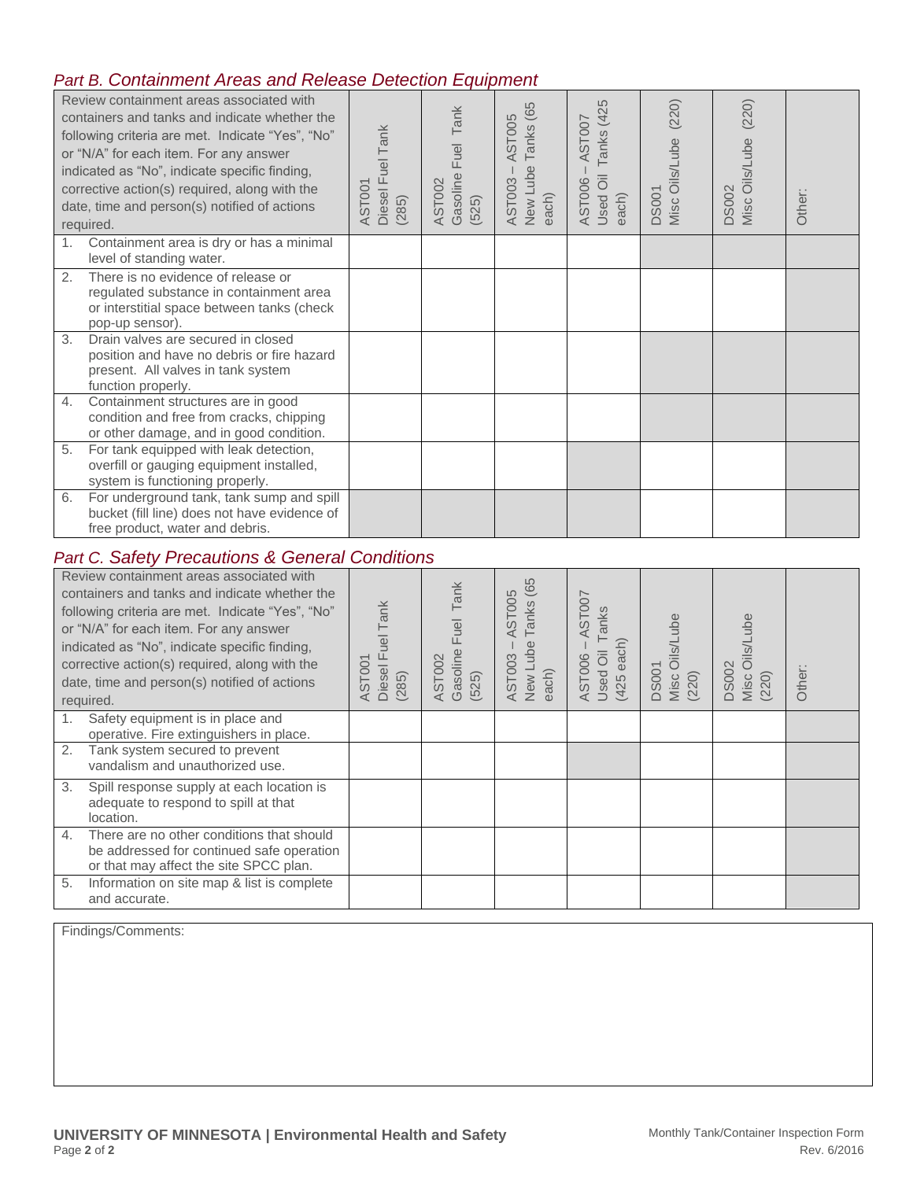## *Part B. Containment Areas and Release Detection Equipment*

| Review containment areas associated with containers and tanks and indicate whether the following criteria are met. Indicate "Yes", "No" or "N/A" for each item. For any answer indicated as "No", indicate specific finding, corrective action(s) required, along with the date, time and person(s) notified of actions required. | AST001 Diesel Fuel Tank (285) | AST002 Gasoline Fuel Tank (525) | AST003 – AST005 New Lube Tanks (65 each) | AST006 – AST007 Used Oil Tanks (425 each) | DS001 Misc Oils/Lube (220) | DS002 Misc Oils/Lube (220) | Other: |
|---|---|---|---|---|---|---|---|
| 1. Containment area is dry or has a minimal level of standing water. | | | | | | | |
| 2. There is no evidence of release or regulated substance in containment area or interstitial space between tanks (check pop-up sensor). | | | | | | | |
| 3. Drain valves are secured in closed position and have no debris or fire hazard present. All valves in tank system function properly. | | | | | | | |
| 4. Containment structures are in good condition and free from cracks, chipping or other damage, and in good condition. | | | | | | | |
| 5. For tank equipped with leak detection, overfill or gauging equipment installed, system is functioning properly. | | | | | | | |
| 6. For underground tank, tank sump and spill bucket (fill line) does not have evidence of free product, water and debris. | | | | | | | |

## *Part C. Safety Precautions & General Conditions*

| Review containment areas associated with containers and tanks and indicate whether the following criteria are met. Indicate "Yes", "No" or "N/A" for each item. For any answer indicated as "No", indicate specific finding, corrective action(s) required, along with the date, time and person(s) notified of actions required. | AST001 Diesel Fuel Tank (285) | AST002 Gasoline Fuel Tank (525) | AST003 – AST005 New Lube Tanks (65 each) | AST006 – AST007 Used Oil Tanks (425 each) | DS001 Misc Oils/Lube (220) | DS002 Misc Oils/Lube (220) | Other: |
|---|---|---|---|---|---|---|---|
| 1. Safety equipment is in place and operative. Fire extinguishers in place. | | | | | | | |
| 2. Tank system secured to prevent vandalism and unauthorized use. | | | | | | | |
| 3. Spill response supply at each location is adequate to respond to spill at that location. | | | | | | | |
| 4. There are no other conditions that should be addressed for continued safe operation or that may affect the site SPCC plan. | | | | | | | |
| 5. Information on site map & list is complete and accurate. | | | | | | | |

Findings/Comments:

**UNIVERSITY OF MINNESOTA | Environmental Health and Safety**

Monthly Tank/Container Inspection Form

Rev. 6/2016